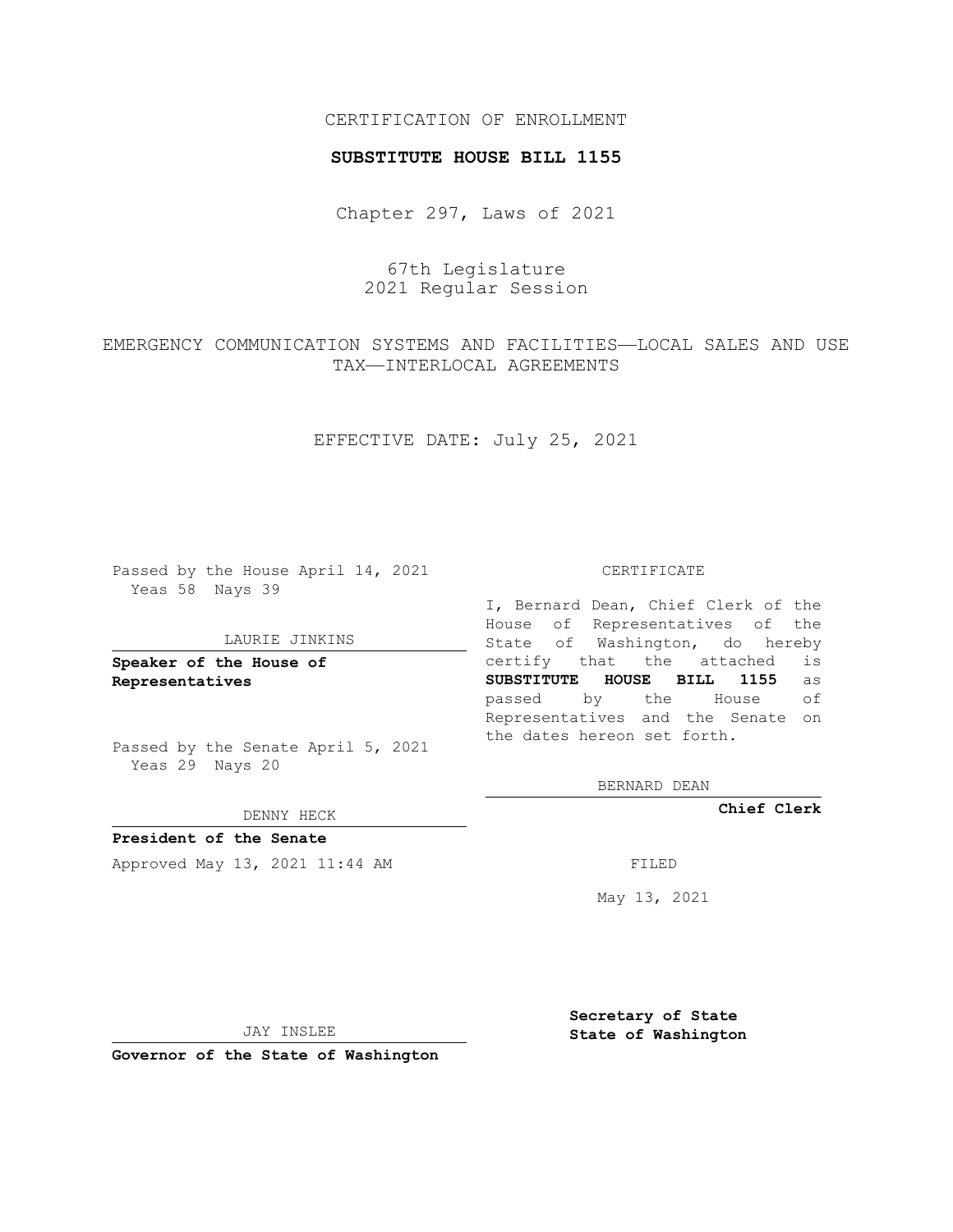CERTIFICATION OF ENROLLMENT

**SUBSTITUTE HOUSE BILL 1155**

Chapter 297, Laws of 2021

67th Legislature
2021 Regular Session

EMERGENCY COMMUNICATION SYSTEMS AND FACILITIES—LOCAL SALES AND USE TAX—INTERLOCAL AGREEMENTS

EFFECTIVE DATE: July 25, 2021

Passed by the House April 14, 2021
Yeas 58 Nays 39

LAURIE JINKINS

**Speaker of the House of Representatives**

Passed by the Senate April 5, 2021
Yeas 29 Nays 20

DENNY HECK

**President of the Senate**

Approved May 13, 2021 11:44 AM

JAY INSLEE

**Governor of the State of Washington**

CERTIFICATE

I, Bernard Dean, Chief Clerk of the House of Representatives of the State of Washington, do hereby certify that the attached is **SUBSTITUTE HOUSE BILL 1155** as passed by the House of Representatives and the Senate on the dates hereon set forth.

BERNARD DEAN

**Chief Clerk**

FILED

May 13, 2021

**Secretary of State**
**State of Washington**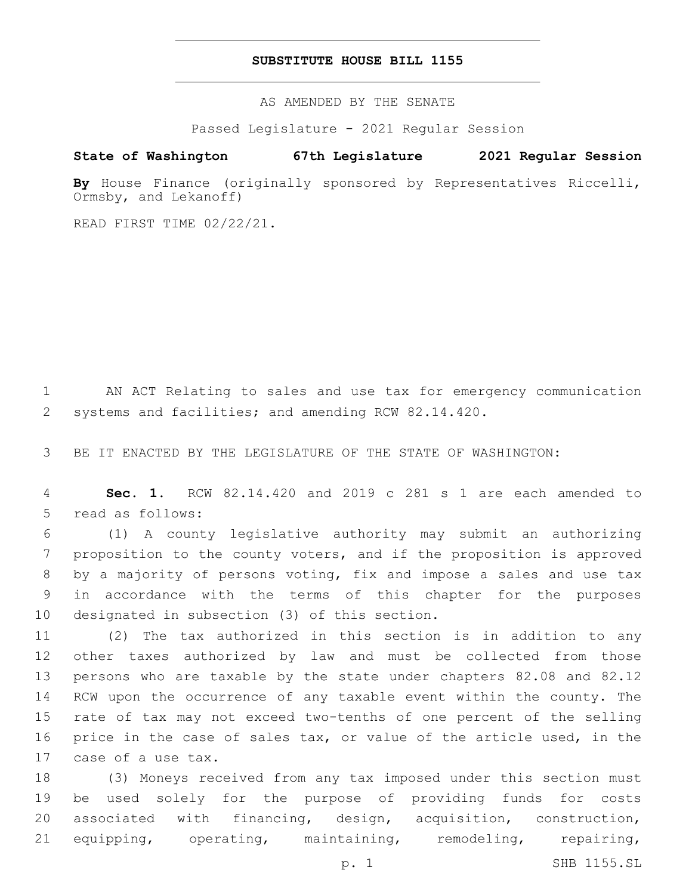# SUBSTITUTE HOUSE BILL 1155

AS AMENDED BY THE SENATE

Passed Legislature - 2021 Regular Session

**State of Washington 67th Legislature 2021 Regular Session**

**By** House Finance (originally sponsored by Representatives Riccelli, Ormsby, and Lekanoff)

READ FIRST TIME 02/22/21.

1 AN ACT Relating to sales and use tax for emergency communication 2 systems and facilities; and amending RCW 82.14.420.

3 BE IT ENACTED BY THE LEGISLATURE OF THE STATE OF WASHINGTON:

4 **Sec. 1.** RCW 82.14.420 and 2019 c 281 s 1 are each amended to 5 read as follows:

6 (1) A county legislative authority may submit an authorizing 7 proposition to the county voters, and if the proposition is approved 8 by a majority of persons voting, fix and impose a sales and use tax 9 in accordance with the terms of this chapter for the purposes 10 designated in subsection (3) of this section.

11 (2) The tax authorized in this section is in addition to any 12 other taxes authorized by law and must be collected from those 13 persons who are taxable by the state under chapters 82.08 and 82.12 14 RCW upon the occurrence of any taxable event within the county. The 15 rate of tax may not exceed two-tenths of one percent of the selling 16 price in the case of sales tax, or value of the article used, in the 17 case of a use tax.

18 (3) Moneys received from any tax imposed under this section must 19 be used solely for the purpose of providing funds for costs 20 associated with financing, design, acquisition, construction, 21 equipping, operating, maintaining, remodeling, repairing,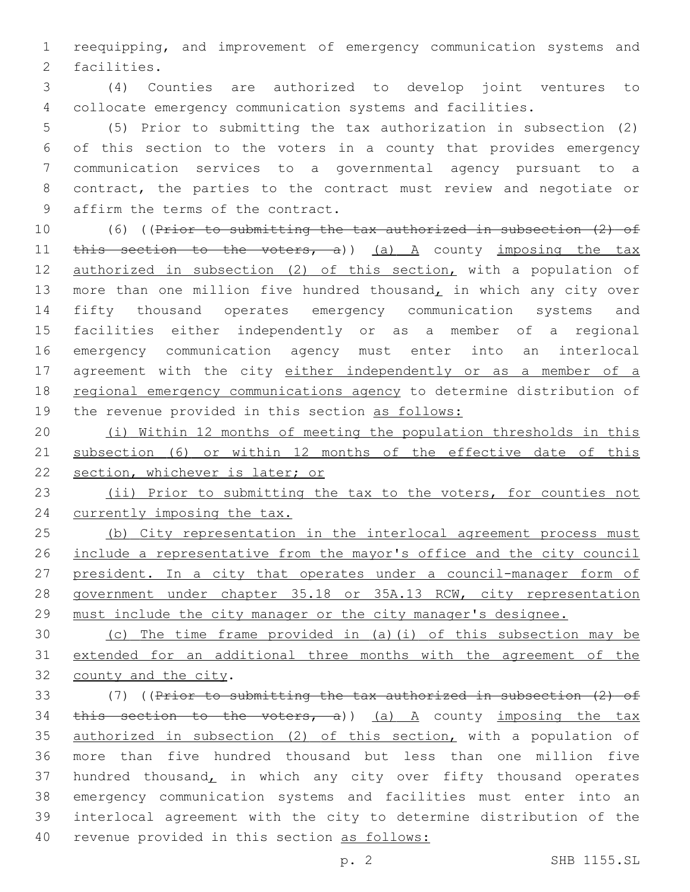reequipping, and improvement of emergency communication systems and facilities.

(4) Counties are authorized to develop joint ventures to collocate emergency communication systems and facilities.

(5) Prior to submitting the tax authorization in subsection (2) of this section to the voters in a county that provides emergency communication services to a governmental agency pursuant to a contract, the parties to the contract must review and negotiate or affirm the terms of the contract.

(6) ((~~Prior to submitting the tax authorized in subsection (2) of this section to the voters, a~~)) (a) A county imposing the tax authorized in subsection (2) of this section, with a population of more than one million five hundred thousand, in which any city over fifty thousand operates emergency communication systems and facilities either independently or as a member of a regional emergency communication agency must enter into an interlocal agreement with the city either independently or as a member of a regional emergency communications agency to determine distribution of the revenue provided in this section as follows:

(i) Within 12 months of meeting the population thresholds in this subsection (6) or within 12 months of the effective date of this section, whichever is later; or

(ii) Prior to submitting the tax to the voters, for counties not currently imposing the tax.

(b) City representation in the interlocal agreement process must include a representative from the mayor's office and the city council president. In a city that operates under a council-manager form of government under chapter 35.18 or 35A.13 RCW, city representation must include the city manager or the city manager's designee.

(c) The time frame provided in (a)(i) of this subsection may be extended for an additional three months with the agreement of the county and the city.

(7) ((~~Prior to submitting the tax authorized in subsection (2) of this section to the voters, a~~)) (a) A county imposing the tax authorized in subsection (2) of this section, with a population of more than five hundred thousand but less than one million five hundred thousand, in which any city over fifty thousand operates emergency communication systems and facilities must enter into an interlocal agreement with the city to determine distribution of the revenue provided in this section as follows: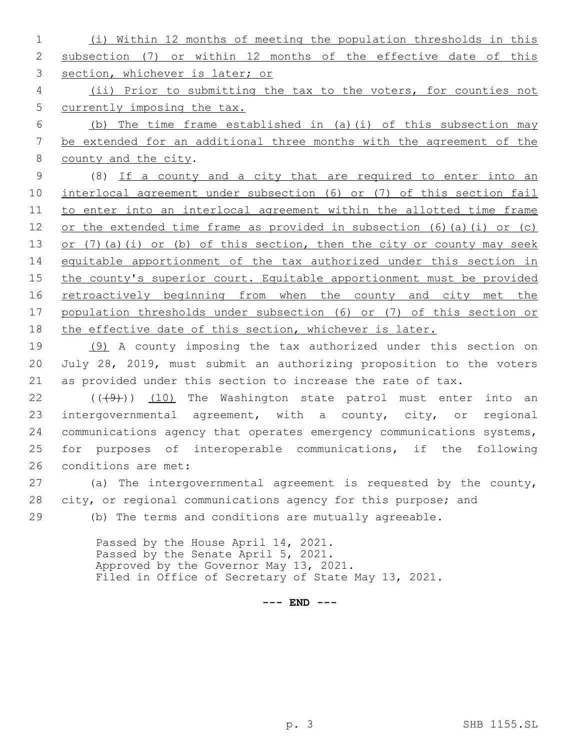(i) Within 12 months of meeting the population thresholds in this subsection (7) or within 12 months of the effective date of this section, whichever is later; or

(ii) Prior to submitting the tax to the voters, for counties not currently imposing the tax.

(b) The time frame established in (a)(i) of this subsection may be extended for an additional three months with the agreement of the county and the city.

(8) If a county and a city that are required to enter into an interlocal agreement under subsection (6) or (7) of this section fail to enter into an interlocal agreement within the allotted time frame or the extended time frame as provided in subsection (6)(a)(i) or (c) or (7)(a)(i) or (b) of this section, then the city or county may seek equitable apportionment of the tax authorized under this section in the county's superior court. Equitable apportionment must be provided retroactively beginning from when the county and city met the population thresholds under subsection (6) or (7) of this section or the effective date of this section, whichever is later.

(9) A county imposing the tax authorized under this section on July 28, 2019, must submit an authorizing proposition to the voters as provided under this section to increase the rate of tax.

(((9))) (10) The Washington state patrol must enter into an intergovernmental agreement, with a county, city, or regional communications agency that operates emergency communications systems, for purposes of interoperable communications, if the following conditions are met:

(a) The intergovernmental agreement is requested by the county, city, or regional communications agency for this purpose; and

(b) The terms and conditions are mutually agreeable.

Passed by the House April 14, 2021.
Passed by the Senate April 5, 2021.
Approved by the Governor May 13, 2021.
Filed in Office of Secretary of State May 13, 2021.

**--- END ---**